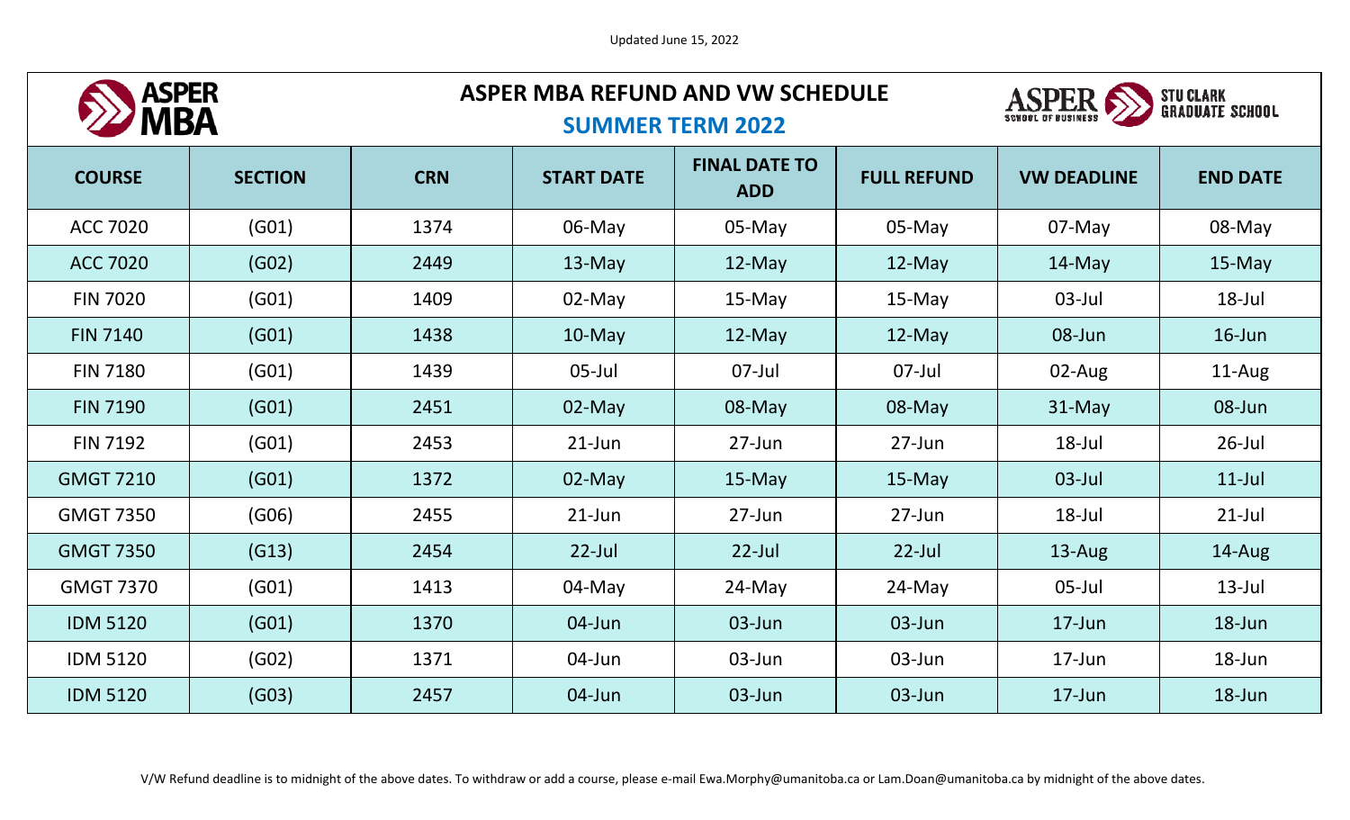Updated June 15, 2022

# ASPER MBA REFUND AND VW SCHEDULE

## SUMMER TERM 2022

| COURSE | SECTION | CRN | START DATE | FINAL DATE TO ADD | FULL REFUND | VW DEADLINE | END DATE |
|---|---|---|---|---|---|---|---|
| ACC 7020 | (G01) | 1374 | 06-May | 05-May | 05-May | 07-May | 08-May |
| ACC 7020 | (G02) | 2449 | 13-May | 12-May | 12-May | 14-May | 15-May |
| FIN 7020 | (G01) | 1409 | 02-May | 15-May | 15-May | 03-Jul | 18-Jul |
| FIN 7140 | (G01) | 1438 | 10-May | 12-May | 12-May | 08-Jun | 16-Jun |
| FIN 7180 | (G01) | 1439 | 05-Jul | 07-Jul | 07-Jul | 02-Aug | 11-Aug |
| FIN 7190 | (G01) | 2451 | 02-May | 08-May | 08-May | 31-May | 08-Jun |
| FIN 7192 | (G01) | 2453 | 21-Jun | 27-Jun | 27-Jun | 18-Jul | 26-Jul |
| GMGT 7210 | (G01) | 1372 | 02-May | 15-May | 15-May | 03-Jul | 11-Jul |
| GMGT 7350 | (G06) | 2455 | 21-Jun | 27-Jun | 27-Jun | 18-Jul | 21-Jul |
| GMGT 7350 | (G13) | 2454 | 22-Jul | 22-Jul | 22-Jul | 13-Aug | 14-Aug |
| GMGT 7370 | (G01) | 1413 | 04-May | 24-May | 24-May | 05-Jul | 13-Jul |
| IDM 5120 | (G01) | 1370 | 04-Jun | 03-Jun | 03-Jun | 17-Jun | 18-Jun |
| IDM 5120 | (G02) | 1371 | 04-Jun | 03-Jun | 03-Jun | 17-Jun | 18-Jun |
| IDM 5120 | (G03) | 2457 | 04-Jun | 03-Jun | 03-Jun | 17-Jun | 18-Jun |

V/W Refund deadline is to midnight of the above dates. To withdraw or add a course, please e-mail Ewa.Morphy@umanitoba.ca or Lam.Doan@umanitoba.ca by midnight of the above dates.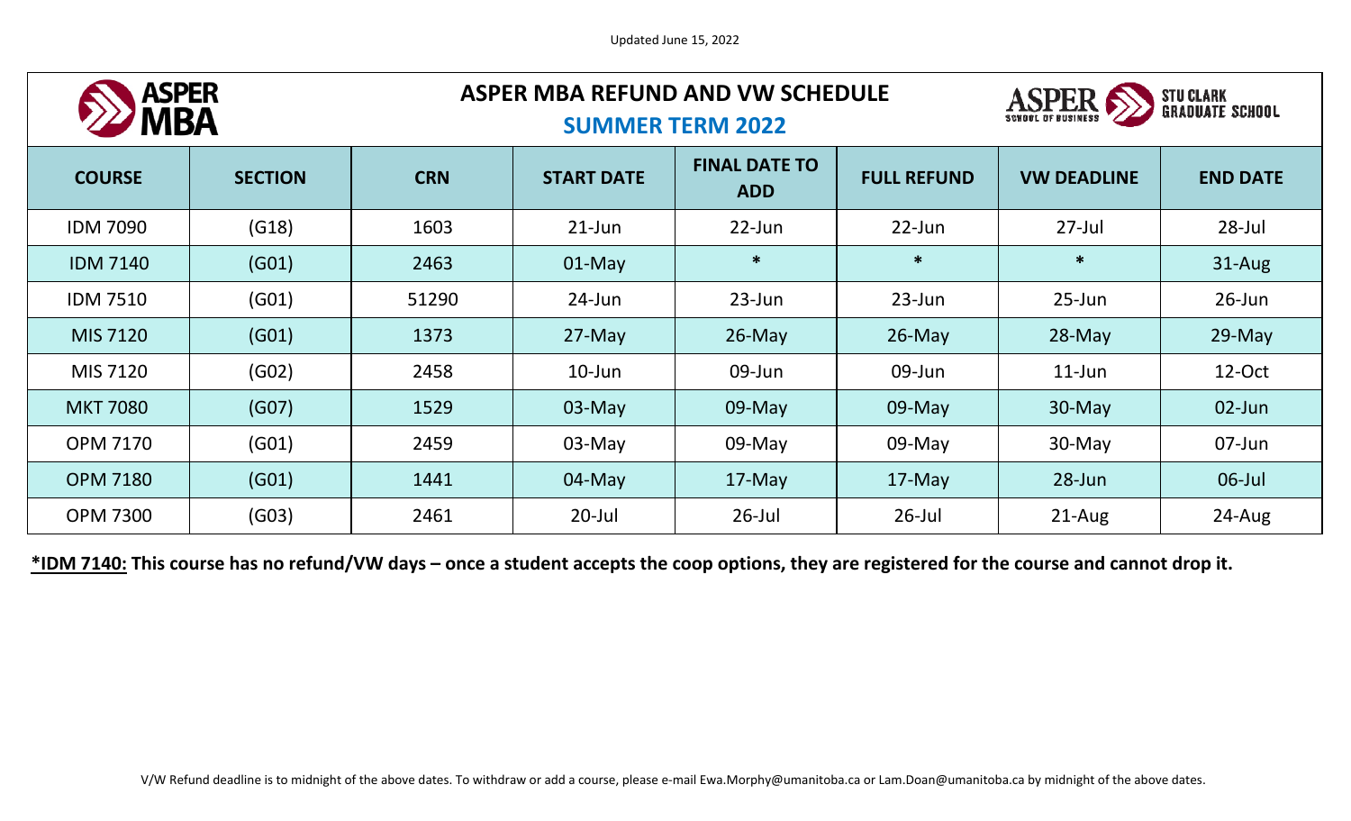Updated June 15, 2022

# ASPER MBA REFUND AND VW SCHEDULE

## SUMMER TERM 2022

| COURSE | SECTION | CRN | START DATE | FINAL DATE TO ADD | FULL REFUND | VW DEADLINE | END DATE |
|---|---|---|---|---|---|---|---|
| IDM 7090 | (G18) | 1603 | 21-Jun | 22-Jun | 22-Jun | 27-Jul | 28-Jul |
| IDM 7140 | (G01) | 2463 | 01-May | * | * | * | 31-Aug |
| IDM 7510 | (G01) | 51290 | 24-Jun | 23-Jun | 23-Jun | 25-Jun | 26-Jun |
| MIS 7120 | (G01) | 1373 | 27-May | 26-May | 26-May | 28-May | 29-May |
| MIS 7120 | (G02) | 2458 | 10-Jun | 09-Jun | 09-Jun | 11-Jun | 12-Oct |
| MKT 7080 | (G07) | 1529 | 03-May | 09-May | 09-May | 30-May | 02-Jun |
| OPM 7170 | (G01) | 2459 | 03-May | 09-May | 09-May | 30-May | 07-Jun |
| OPM 7180 | (G01) | 1441 | 04-May | 17-May | 17-May | 28-Jun | 06-Jul |
| OPM 7300 | (G03) | 2461 | 20-Jul | 26-Jul | 26-Jul | 21-Aug | 24-Aug |

**\*<u>IDM 7140:</u> This course has no refund/VW days – once a student accepts the coop options, they are registered for the course and cannot drop it.**

V/W Refund deadline is to midnight of the above dates. To withdraw or add a course, please e-mail Ewa.Morphy@umanitoba.ca or Lam.Doan@umanitoba.ca by midnight of the above dates.